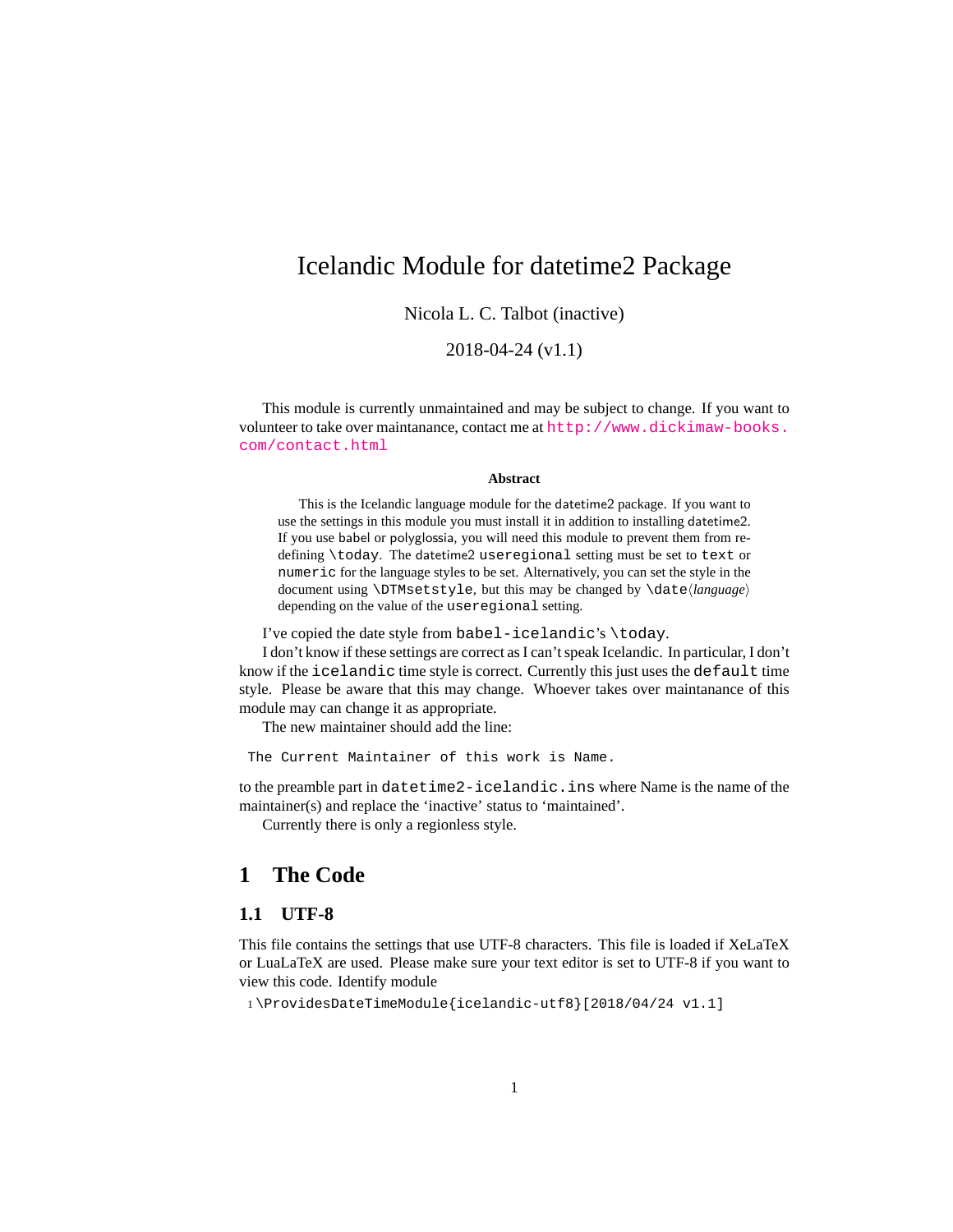# Icelandic Module for datetime2 Package

Nicola L. C. Talbot (inactive)

2018-04-24 (v1.1)

This module is currently unmaintained and may be subject to change. If you want to volunteer to take over maintanance, contact me at http://www.dickimaw-books.com/contact.html

**Abstract**

This is the Icelandic language module for the datetime2 package. If you want to use the settings in this module you must install it in addition to installing datetime2. If you use babel or polyglossia, you will need this module to prevent them from redefining `\today`. The datetime2 `useregional` setting must be set to `text` or `numeric` for the language styles to be set. Alternatively, you can set the style in the document using `\DTMsetstyle`, but this may be changed by `\date`⟨*language*⟩ depending on the value of the `useregional` setting.

I've copied the date style from `babel-icelandic`'s `\today`.

I don't know if these settings are correct as I can't speak Icelandic. In particular, I don't know if the `icelandic` time style is correct. Currently this just uses the `default` time style. Please be aware that this may change. Whoever takes over maintanance of this module may can change it as appropriate.

The new maintainer should add the line:

```
The Current Maintainer of this work is Name.
```

to the preamble part in `datetime2-icelandic.ins` where Name is the name of the maintainer(s) and replace the 'inactive' status to 'maintained'.

Currently there is only a regionless style.

## 1 The Code

### 1.1 UTF-8

This file contains the settings that use UTF-8 characters. This file is loaded if XeLaTeX or LuaLaTeX are used. Please make sure your text editor is set to UTF-8 if you want to view this code. Identify module

```
1 \ProvidesDateTimeModule{icelandic-utf8}[2018/04/24 v1.1]
```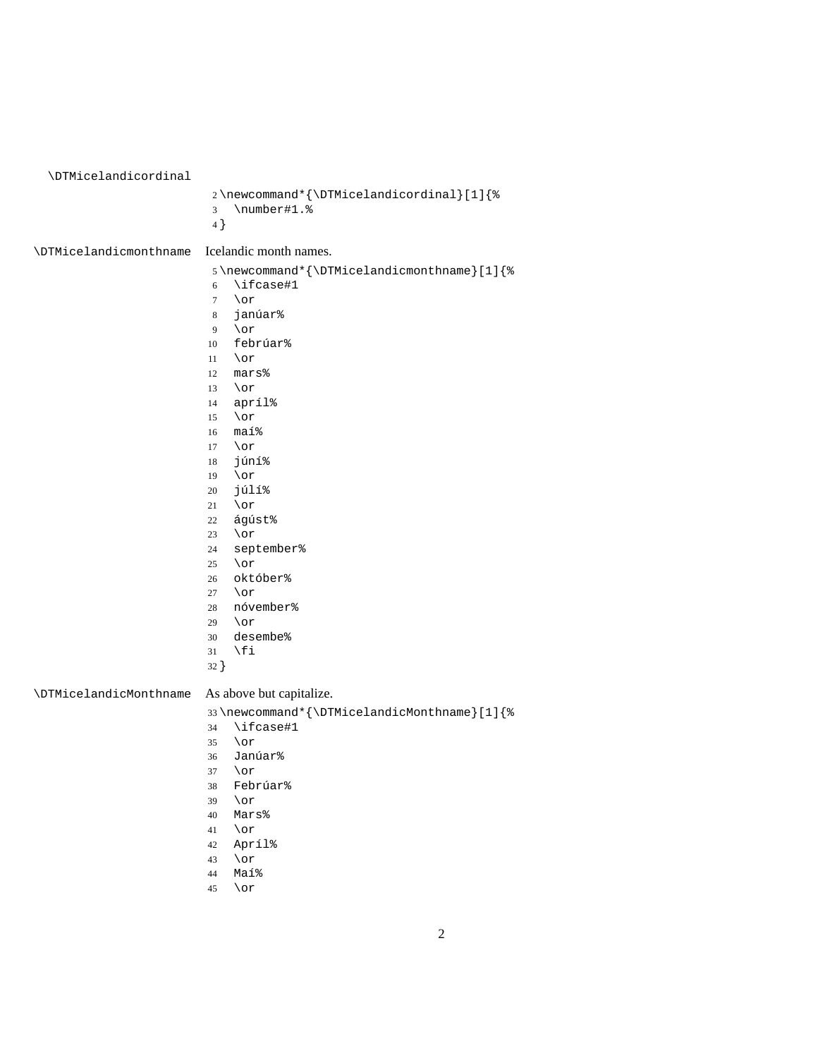\DTMicelandicordinal

```
2 \newcommand*{\DTMicelandicordinal}[1]{%
3   \number#1.%
4 }
```

\DTMicelandicmonthname Icelandic month names.

```
5 \newcommand*{\DTMicelandicmonthname}[1]{%
6   \ifcase#1
7   \or
8   janúar%
9   \or
10  febrúar%
11  \or
12  mars%
13  \or
14  apríl%
15  \or
16  maí%
17  \or
18  júní%
19  \or
20  júlí%
21  \or
22  ágúst%
23  \or
24  september%
25  \or
26  október%
27  \or
28  nóvember%
29  \or
30  desembe%
31  \fi
32 }
```

\DTMicelandicMonthname As above but capitalize.

```
33 \newcommand*{\DTMicelandicMonthname}[1]{%
34  \ifcase#1
35  \or
36  Janúar%
37  \or
38  Febrúar%
39  \or
40  Mars%
41  \or
42  Apríl%
43  \or
44  Maí%
45  \or
```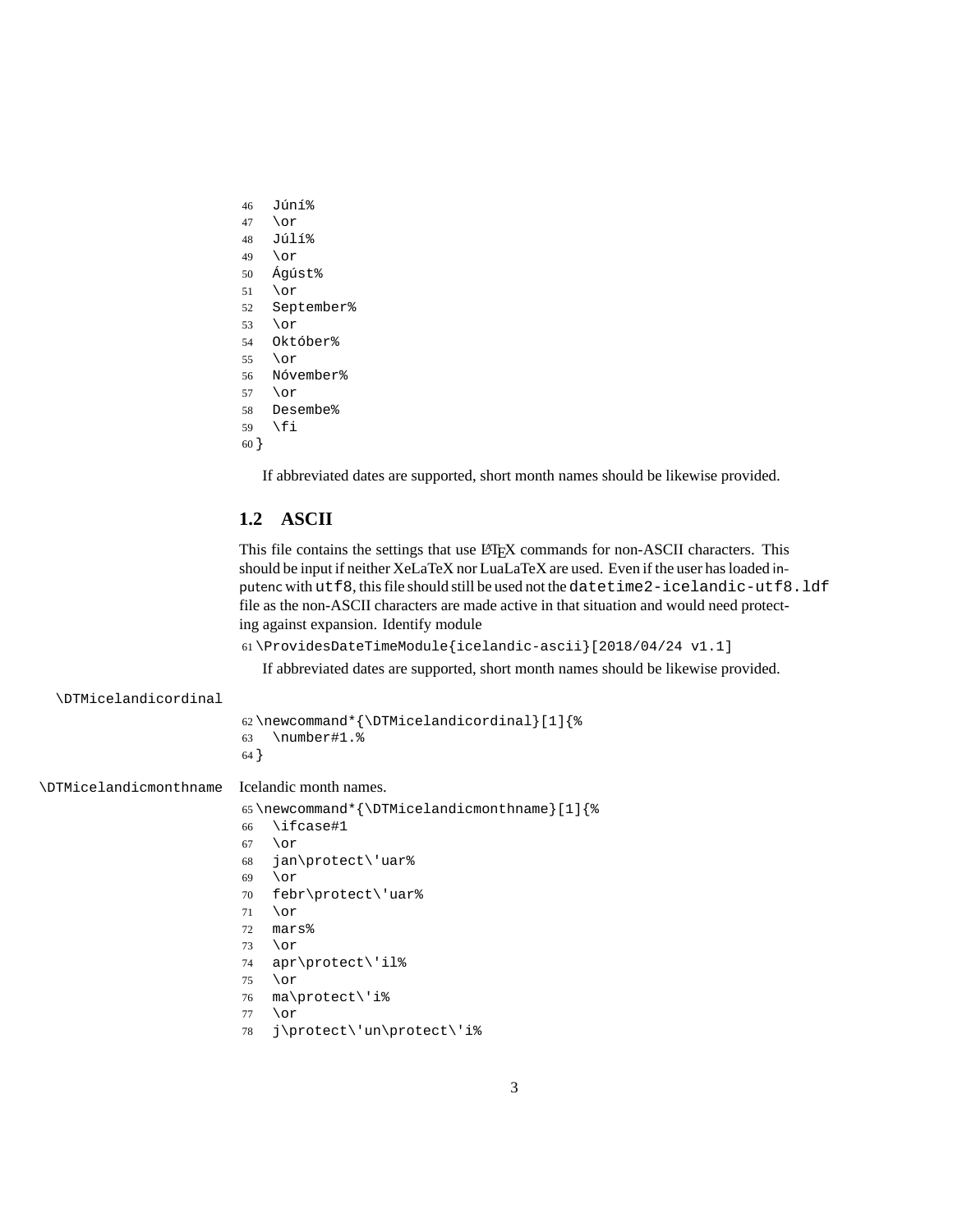```
46   Júní%
47   \or
48   Júlí%
49   \or
50   Ágúst%
51   \or
52   September%
53   \or
54   Október%
55   \or
56   Nóvember%
57   \or
58   Desembe%
59   \fi
60 }
```

If abbreviated dates are supported, short month names should be likewise provided.

## 1.2 ASCII

This file contains the settings that use LaTeX commands for non-ASCII characters. This should be input if neither XeLaTeX nor LuaLaTeX are used. Even if the user has loaded inputenc with `utf8`, this file should still be used not the `datetime2-icelandic-utf8.ldf` file as the non-ASCII characters are made active in that situation and would need protecting against expansion. Identify module

```
61 \ProvidesDateTimeModule{icelandic-ascii}[2018/04/24 v1.1]
```

If abbreviated dates are supported, short month names should be likewise provided.

\DTMicelandicordinal

```
62 \newcommand*{\DTMicelandicordinal}[1]{%
63   \number#1.%
64 }
```

\DTMicelandicmonthname Icelandic month names.

```
65 \newcommand*{\DTMicelandicmonthname}[1]{%
66   \ifcase#1
67   \or
68   jan\protect\'uar%
69   \or
70   febr\protect\'uar%
71   \or
72   mars%
73   \or
74   apr\protect\'il%
75   \or
76   ma\protect\'i%
77   \or
78   j\protect\'un\protect\'i%
```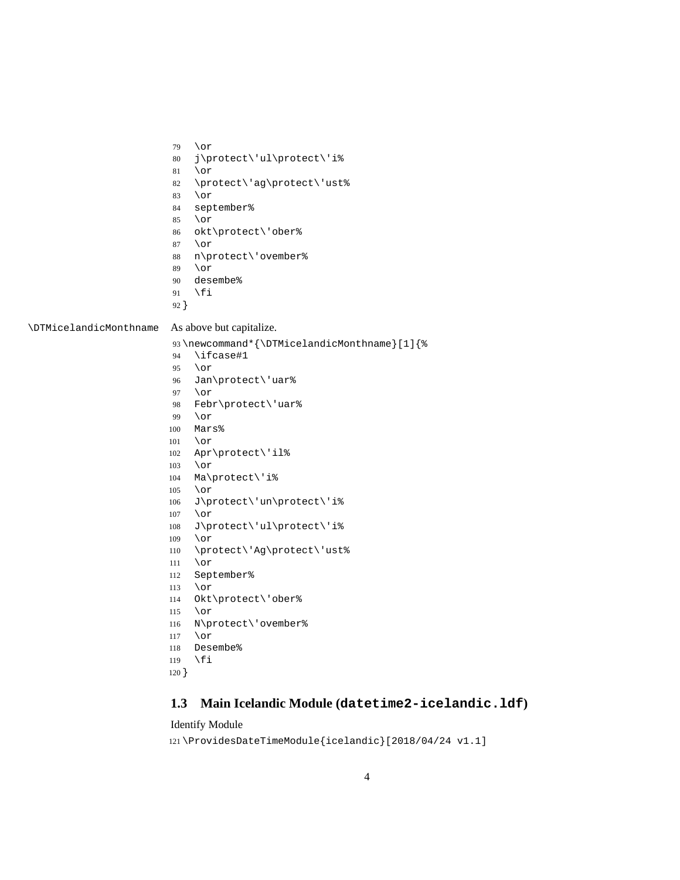```
79  \or
80  j\protect\'ul\protect\'i%
81  \or
82  \protect\'ag\protect\'ust%
83  \or
84  september%
85  \or
86  okt\protect\'ober%
87  \or
88  n\protect\'ovember%
89  \or
90  desembe%
91  \fi
92 }
```

\DTMicelandicMonthname As above but capitalize.

```
93 \newcommand*{\DTMicelandicMonthname}[1]{%
94  \ifcase#1
95  \or
96  Jan\protect\'uar%
97  \or
98  Febr\protect\'uar%
99  \or
100  Mars%
101  \or
102  Apr\protect\'il%
103  \or
104  Ma\protect\'i%
105  \or
106  J\protect\'un\protect\'i%
107  \or
108  J\protect\'ul\protect\'i%
109  \or
110  \protect\'Ag\protect\'ust%
111  \or
112  September%
113  \or
114  Okt\protect\'ober%
115  \or
116  N\protect\'ovember%
117  \or
118  Desembe%
119  \fi
120 }
```

### 1.3 Main Icelandic Module (datetime2-icelandic.ldf)

Identify Module

```
121 \ProvidesDateTimeModule{icelandic}[2018/04/24 v1.1]
```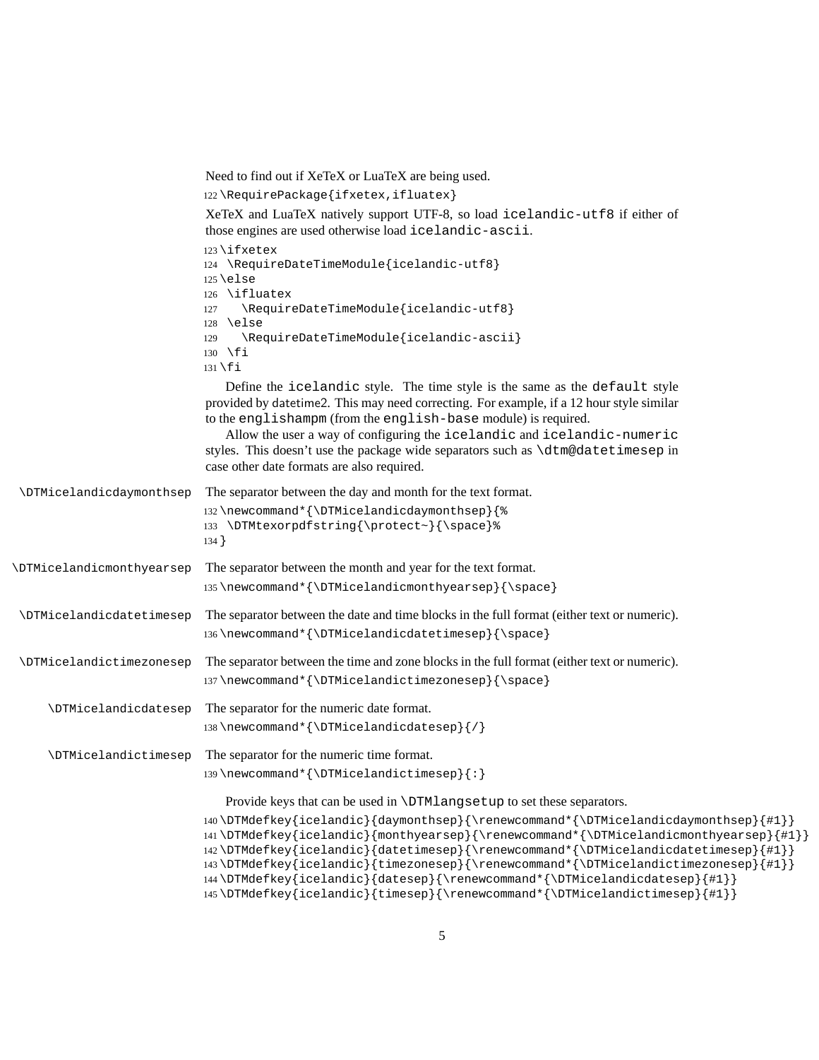Need to find out if XeTeX or LuaTeX are being used.

```
122 \RequirePackage{ifxetex,ifluatex}
```

XeTeX and LuaTeX natively support UTF-8, so load `icelandic-utf8` if either of those engines are used otherwise load `icelandic-ascii`.

```
123 \ifxetex
124  \RequireDateTimeModule{icelandic-utf8}
125 \else
126  \ifluatex
127    \RequireDateTimeModule{icelandic-utf8}
128  \else
129    \RequireDateTimeModule{icelandic-ascii}
130  \fi
131 \fi
```

Define the `icelandic` style. The time style is the same as the `default` style provided by datetime2. This may need correcting. For example, if a 12 hour style similar to the `englishampm` (from the `english-base` module) is required.

Allow the user a way of configuring the `icelandic` and `icelandic-numeric` styles. This doesn't use the package wide separators such as `\dtm@datetimesep` in case other date formats are also required.

`\DTMicelandicdaymonthsep` The separator between the day and month for the text format.

```
132 \newcommand*{\DTMicelandicdaymonthsep}{%
133  \DTMtexorpdfstring{\protect~}{\space}%
134 }
```

`\DTMicelandicmonthyearsep` The separator between the month and year for the text format.

```
135 \newcommand*{\DTMicelandicmonthyearsep}{\space}
```

`\DTMicelandicdatetimesep` The separator between the date and time blocks in the full format (either text or numeric).

```
136 \newcommand*{\DTMicelandicdatetimesep}{\space}
```

`\DTMicelandictimezonesep` The separator between the time and zone blocks in the full format (either text or numeric).

```
137 \newcommand*{\DTMicelandictimezonesep}{\space}
```

`\DTMicelandicdatesep` The separator for the numeric date format.

```
138 \newcommand*{\DTMicelandicdatesep}{/}
```

`\DTMicelandictimesep` The separator for the numeric time format.

```
139 \newcommand*{\DTMicelandictimesep}{:}
```

Provide keys that can be used in `\DTMlangsetup` to set these separators.

```
140 \DTMdefkey{icelandic}{daymonthsep}{\renewcommand*{\DTMicelandicdaymonthsep}{#1}}
141 \DTMdefkey{icelandic}{monthyearsep}{\renewcommand*{\DTMicelandicmonthyearsep}{#1}}
142 \DTMdefkey{icelandic}{datetimesep}{\renewcommand*{\DTMicelandicdatetimesep}{#1}}
143 \DTMdefkey{icelandic}{timezonesep}{\renewcommand*{\DTMicelandictimezonesep}{#1}}
144 \DTMdefkey{icelandic}{datesep}{\renewcommand*{\DTMicelandicdatesep}{#1}}
145 \DTMdefkey{icelandic}{timesep}{\renewcommand*{\DTMicelandictimesep}{#1}}
```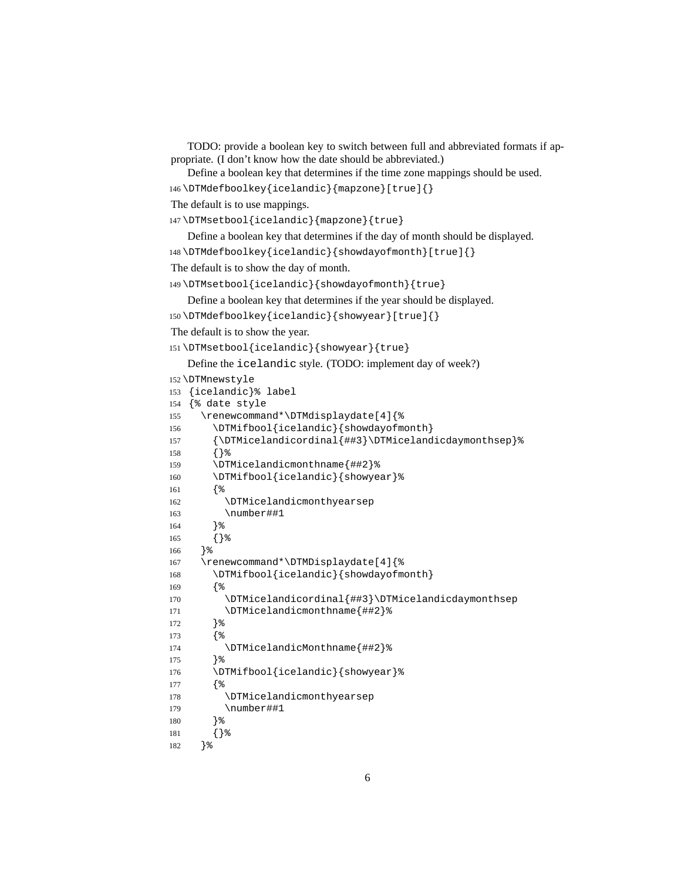TODO: provide a boolean key to switch between full and abbreviated formats if appropriate. (I don't know how the date should be abbreviated.)

Define a boolean key that determines if the time zone mappings should be used.

```
146 \DTMdefboolkey{icelandic}{mapzone}[true]{}
```

The default is to use mappings.

```
147 \DTMsetbool{icelandic}{mapzone}{true}
```

Define a boolean key that determines if the day of month should be displayed.

```
148 \DTMdefboolkey{icelandic}{showdayofmonth}[true]{}
```

The default is to show the day of month.

```
149 \DTMsetbool{icelandic}{showdayofmonth}{true}
```

Define a boolean key that determines if the year should be displayed.

```
150 \DTMdefboolkey{icelandic}{showyear}[true]{}
```

The default is to show the year.

```
151 \DTMsetbool{icelandic}{showyear}{true}
```

Define the icelandic style. (TODO: implement day of week?)

```
152 \DTMnewstyle
153  {icelandic}% label
154  {% date style
155    \renewcommand*\DTMdisplaydate[4]{%
156      \DTMifbool{icelandic}{showdayofmonth}
157      {\DTMicelandicordinal{##3}\DTMicelandicdaymonthsep}%
158      {}%
159      \DTMicelandicmonthname{##2}%
160      \DTMifbool{icelandic}{showyear}%
161      {%
162        \DTMicelandicmonthyearsep
163        \number##1
164      }%
165      {}%
166    }%
167    \renewcommand*\DTMDisplaydate[4]{%
168      \DTMifbool{icelandic}{showdayofmonth}
169      {%
170        \DTMicelandicordinal{##3}\DTMicelandicdaymonthsep
171        \DTMicelandicmonthname{##2}%
172      }%
173      {%
174        \DTMicelandicMonthname{##2}%
175      }%
176      \DTMifbool{icelandic}{showyear}%
177      {%
178        \DTMicelandicmonthyearsep
179        \number##1
180      }%
181      {}%
182    }%
```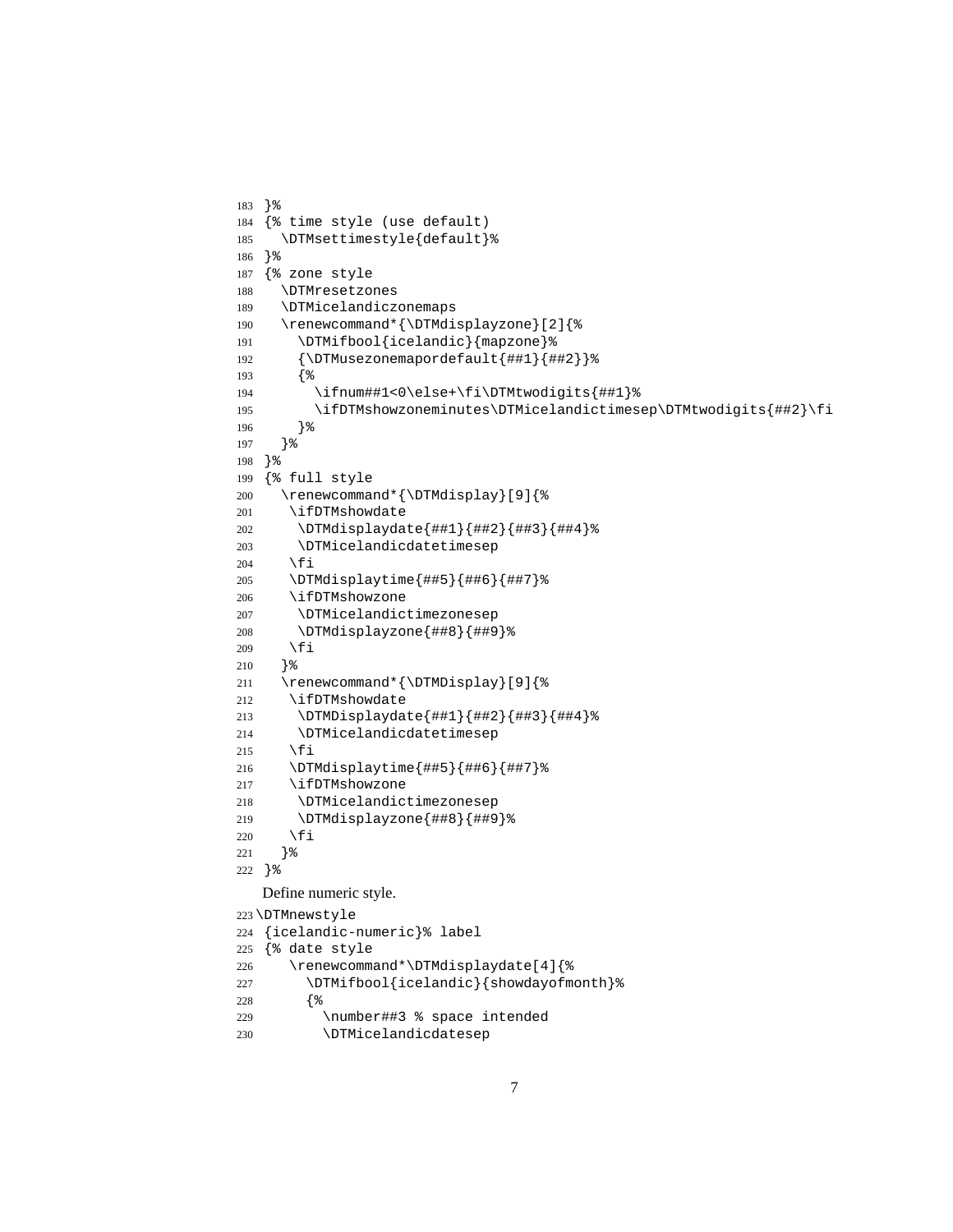```
183 }%
184 {% time style (use default)
185   \DTMsettimestyle{default}%
186 }%
187 {% zone style
188   \DTMresetzones
189   \DTMicelandiczonemaps
190   \renewcommand*{\DTMdisplayzone}[2]{%
191     \DTMifbool{icelandic}{mapzone}%
192     {\DTMusezonemapordefault{##1}{##2}}%
193     {%
194       \ifnum##1<0\else+\fi\DTMtwodigits{##1}%
195       \ifDTMshowzoneminutes\DTMicelandictimesep\DTMtwodigits{##2}\fi
196     }%
197   }%
198 }%
199 {% full style
200   \renewcommand*{\DTMdisplay}[9]{%
201    \ifDTMshowdate
202     \DTMdisplaydate{##1}{##2}{##3}{##4}%
203     \DTMicelandicdatetimesep
204    \fi
205    \DTMdisplaytime{##5}{##6}{##7}%
206    \ifDTMshowzone
207     \DTMicelandictimezonesep
208     \DTMdisplayzone{##8}{##9}%
209    \fi
210   }%
211   \renewcommand*{\DTMDisplay}[9]{%
212    \ifDTMshowdate
213     \DTMDisplaydate{##1}{##2}{##3}{##4}%
214     \DTMicelandicdatetimesep
215    \fi
216    \DTMdisplaytime{##5}{##6}{##7}%
217    \ifDTMshowzone
218     \DTMicelandictimezonesep
219     \DTMdisplayzone{##8}{##9}%
220    \fi
221   }%
222 }%
```

Define numeric style.

```
223 \DTMnewstyle
224 {icelandic-numeric}% label
225 {% date style
226    \renewcommand*\DTMdisplaydate[4]{%
227      \DTMifbool{icelandic}{showdayofmonth}%
228      {%
229        \number##3 % space intended
230        \DTMicelandicdatesep
```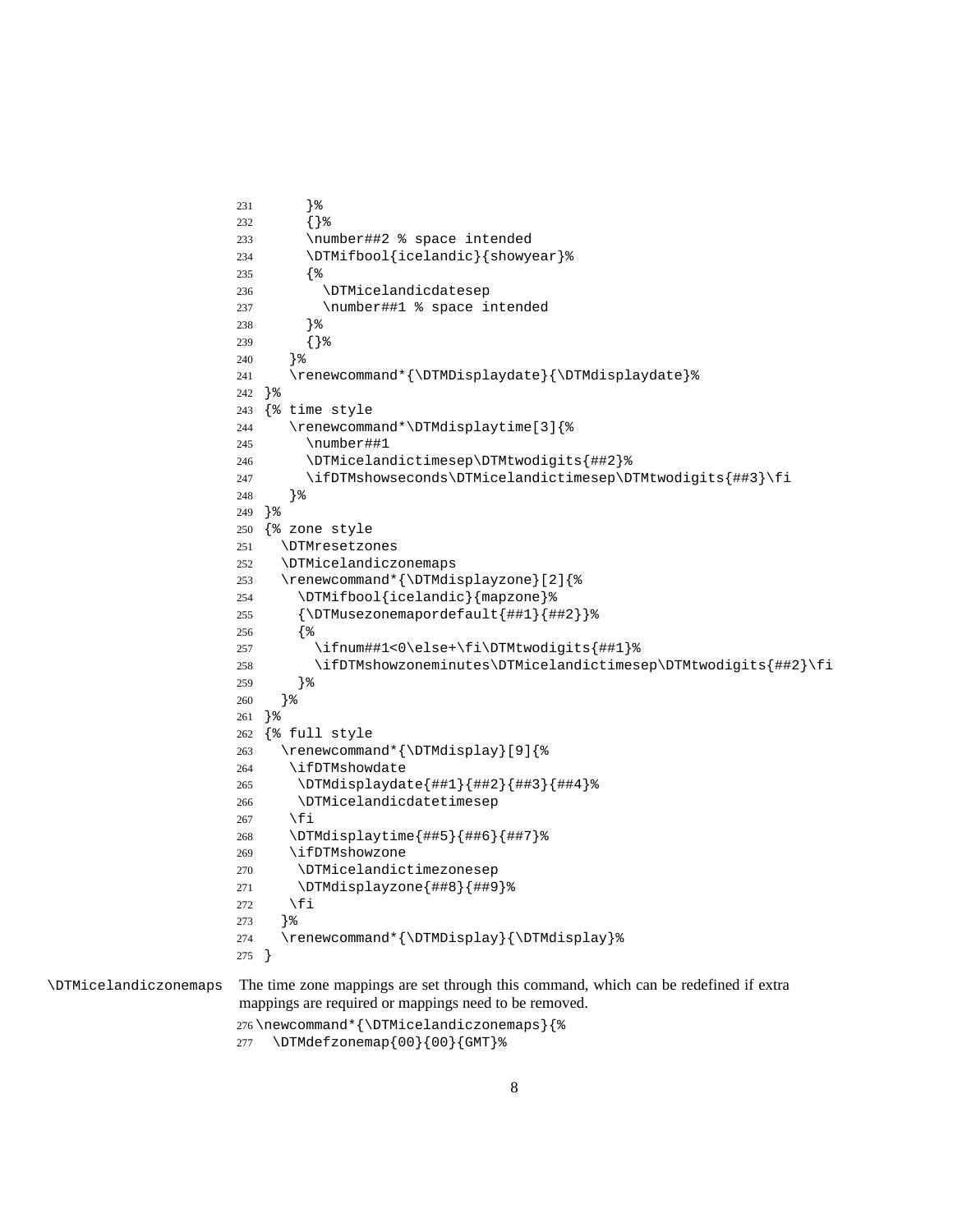```
231       }%
232       {}%
233       \number##2 % space intended
234       \DTMifbool{icelandic}{showyear}%
235       {%
236         \DTMicelandicdatesep
237         \number##1 % space intended
238       }%
239       {}%
240     }%
241     \renewcommand*{\DTMDisplaydate}{\DTMdisplaydate}%
242 }%
243 {% time style
244     \renewcommand*\DTMdisplaytime[3]{%
245       \number##1
246       \DTMicelandictimesep\DTMtwodigits{##2}%
247       \ifDTMshowseconds\DTMicelandictimesep\DTMtwodigits{##3}\fi
248     }%
249 }%
250 {% zone style
251   \DTMresetzones
252   \DTMicelandiczonemaps
253   \renewcommand*{\DTMdisplayzone}[2]{%
254     \DTMifbool{icelandic}{mapzone}%
255     {\DTMusezonemapordefault{##1}{##2}}%
256     {%
257       \ifnum##1<0\else+\fi\DTMtwodigits{##1}%
258       \ifDTMshowzoneminutes\DTMicelandictimesep\DTMtwodigits{##2}\fi
259     }%
260   }%
261 }%
262 {% full style
263   \renewcommand*{\DTMdisplay}[9]{%
264    \ifDTMshowdate
265     \DTMdisplaydate{##1}{##2}{##3}{##4}%
266     \DTMicelandicdatetimesep
267    \fi
268    \DTMdisplaytime{##5}{##6}{##7}%
269    \ifDTMshowzone
270     \DTMicelandictimezonesep
271     \DTMdisplayzone{##8}{##9}%
272    \fi
273   }%
274   \renewcommand*{\DTMDisplay}{\DTMdisplay}%
275 }
```

`\DTMicelandiczonemaps` The time zone mappings are set through this command, which can be redefined if extra mappings are required or mappings need to be removed.

```
276 \newcommand*{\DTMicelandiczonemaps}{%
277   \DTMdefzonemap{00}{00}{GMT}%
```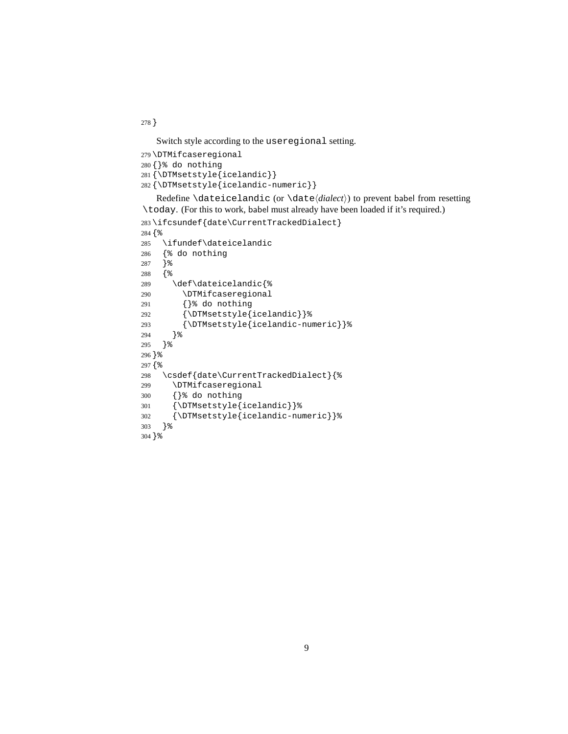```
278 }
```

Switch style according to the useregional setting.

```
279 \DTMifcaseregional
280 {}% do nothing
281 {\DTMsetstyle{icelandic}}
282 {\DTMsetstyle{icelandic-numeric}}
```

Redefine \dateicelandic (or \date⟨*dialect*⟩) to prevent babel from resetting \today. (For this to work, babel must already have been loaded if it's required.)

```
283 \ifcsundef{date\CurrentTrackedDialect}
284 {%
285   \ifundef\dateicelandic
286   {% do nothing
287   }%
288   {%
289     \def\dateicelandic{%
290       \DTMifcaseregional
291       {}% do nothing
292       {\DTMsetstyle{icelandic}}%
293       {\DTMsetstyle{icelandic-numeric}}%
294     }%
295   }%
296 }%
297 {%
298   \csdef{date\CurrentTrackedDialect}{%
299     \DTMifcaseregional
300     {}% do nothing
301     {\DTMsetstyle{icelandic}}%
302     {\DTMsetstyle{icelandic-numeric}}%
303   }%
304 }%
```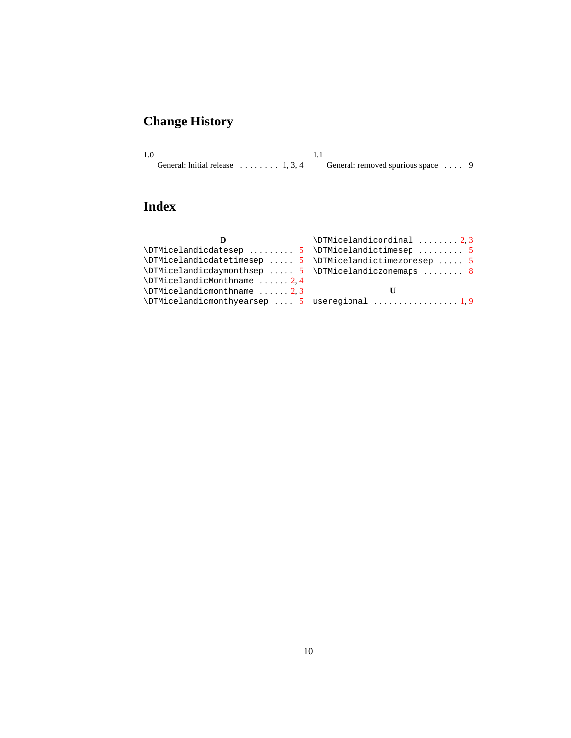# Change History

1.0

General: Initial release . . . . . . . . 1, 3, 4

1.1

General: removed spurious space . . . . 9

# Index

**D**

\DTMicelandicdatesep . . . . . . . . . 5
\DTMicelandicdatetimesep . . . . . 5
\DTMicelandicdaymonthsep . . . . . 5
\DTMicelandicMonthname . . . . . . 2, 4
\DTMicelandicmonthname . . . . . . 2, 3
\DTMicelandicmonthyearsep . . . . 5
\DTMicelandicordinal . . . . . . . . 2, 3
\DTMicelandictimesep . . . . . . . . . 5
\DTMicelandictimezonesep . . . . . 5
\DTMicelandiczonemaps . . . . . . . . 8

**U**

useregional . . . . . . . . . . . . . . . . . 1, 9